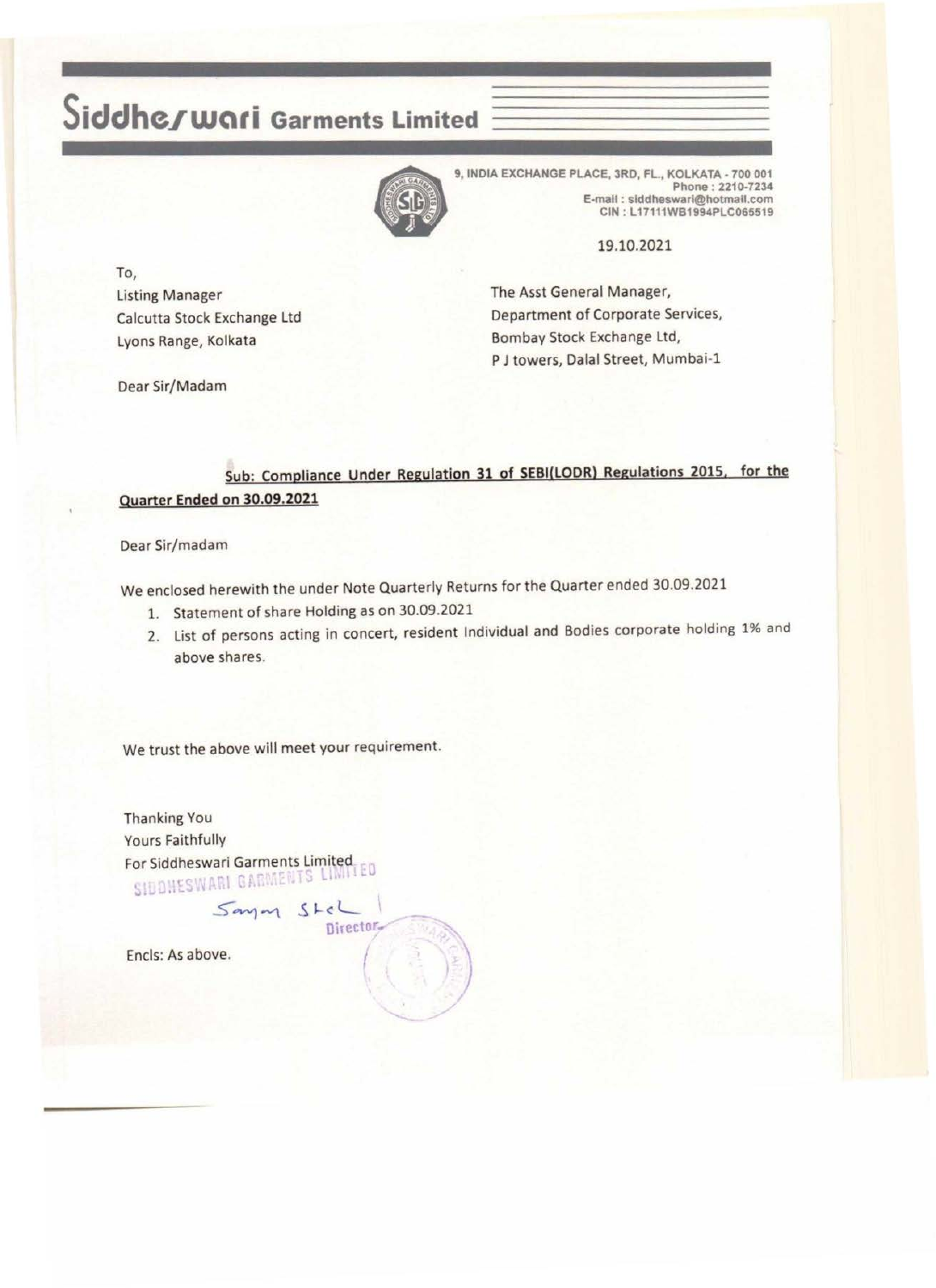# Siddheswari Garments Limited

9, INDIA EXCHANGE PLACE, 3RD, FL., KOLKATA - 700 001
Phone : 2210-7234
E-mail : siddheswari@hotmail.com
CIN : L17111WB1994PLC065519

19.10.2021

To,
Listing Manager
Calcutta Stock Exchange Ltd
Lyons Range, Kolkata

The Asst General Manager,
Department of Corporate Services,
Bombay Stock Exchange Ltd,
P J towers, Dalal Street, Mumbai-1

Dear Sir/Madam

**Sub: Compliance Under Regulation 31 of SEBI(LODR) Regulations 2015, for the Quarter Ended on 30.09.2021**

Dear Sir/madam

We enclosed herewith the under Note Quarterly Returns for the Quarter ended 30.09.2021

1. Statement of share Holding as on 30.09.2021
2. List of persons acting in concert, resident Individual and Bodies corporate holding 1% and above shares.

We trust the above will meet your requirement.

Thanking You
Yours Faithfully
For Siddheswari Garments Limited
SIDDHESWARI GARMENTS LIMITED

Director

Encls: As above.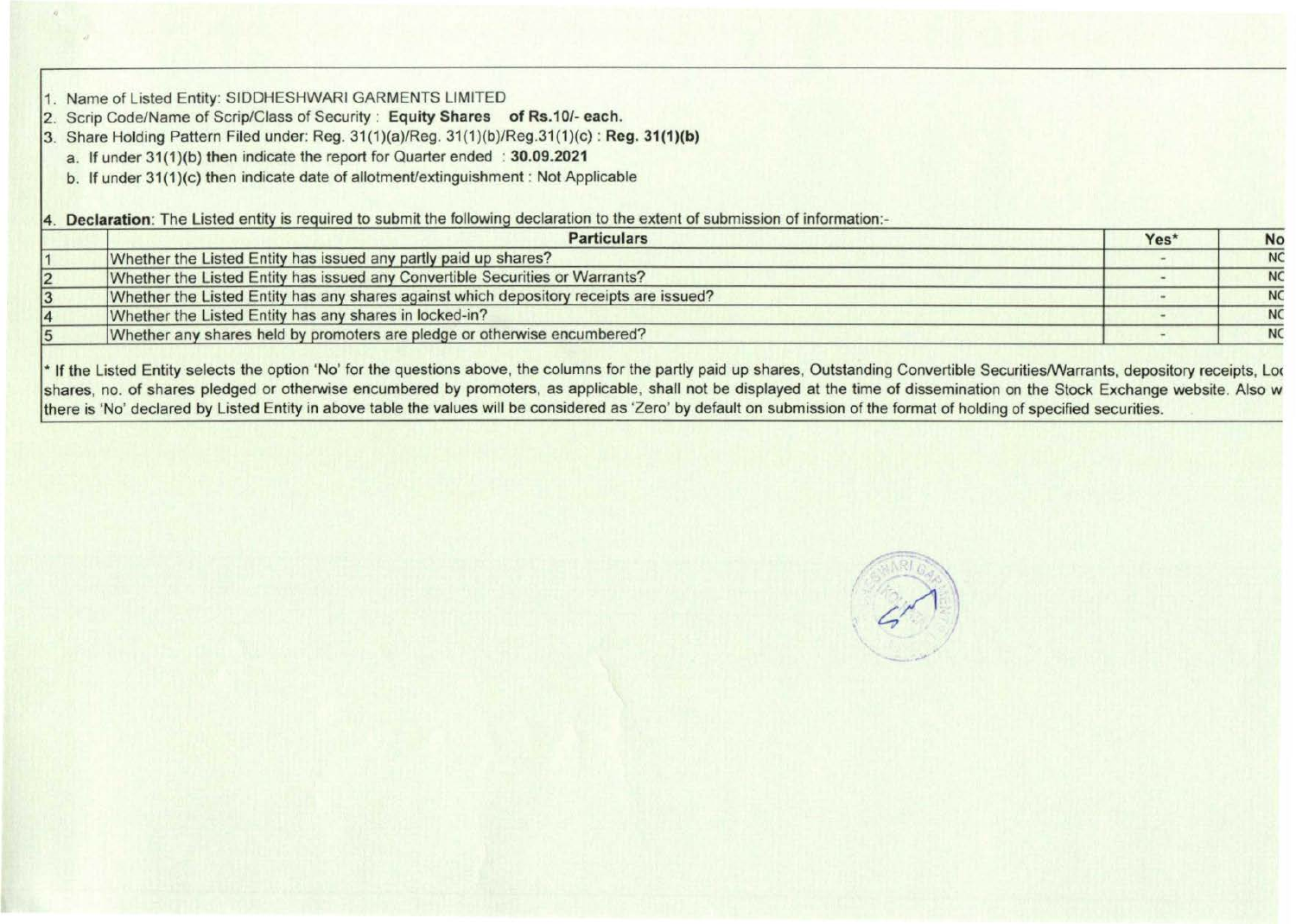1. Name of Listed Entity: SIDDHESHWARI GARMENTS LIMITED
2. Scrip Code/Name of Scrip/Class of Security : **Equity Shares of Rs.10/- each.**
3. Share Holding Pattern Filed under: Reg. 31(1)(a)/Reg. 31(1)(b)/Reg.31(1)(c) : **Reg. 31(1)(b)**
   a. If under 31(1)(b) then indicate the report for Quarter ended : **30.09.2021**
   b. If under 31(1)(c) then indicate date of allotment/extinguishment : Not Applicable

4. **Declaration**: The Listed entity is required to submit the following declaration to the extent of submission of information:-

| | Particulars | Yes* | No |
|---|---|---|---|
| 1 | Whether the Listed Entity has issued any partly paid up shares? | - | NO |
| 2 | Whether the Listed Entity has issued any Convertible Securities or Warrants? | - | NO |
| 3 | Whether the Listed Entity has any shares against which depository receipts are issued? | - | NO |
| 4 | Whether the Listed Entity has any shares in locked-in? | - | NO |
| 5 | Whether any shares held by promoters are pledge or otherwise encumbered? | - | NO |

* If the Listed Entity selects the option 'No' for the questions above, the columns for the partly paid up shares, Outstanding Convertible Securities/Warrants, depository receipts, Loc shares, no. of shares pledged or otherwise encumbered by promoters, as applicable, shall not be displayed at the time of dissemination on the Stock Exchange website. Also w there is 'No' declared by Listed Entity in above table the values will be considered as 'Zero' by default on submission of the format of holding of specified securities.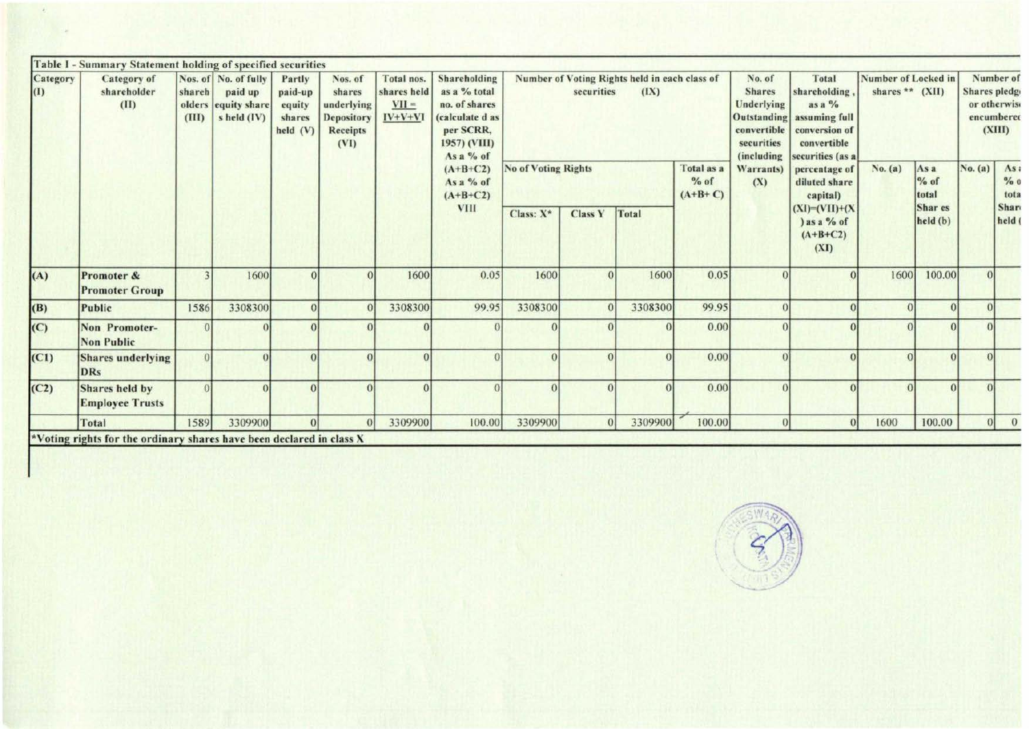| Table I - Summary Statement holding of specified securities | | | | | | | | | | | | | | | | | | |
|---|---|---|---|---|---|---|---|---|---|---|---|---|---|---|---|---|---|---|
| Category (I) | Category of shareholder (II) | Nos. of shareholders (III) | No. of fully paid up equity shares held (IV) | Partly paid-up equity shares held (V) | Nos. of shares underlying Depository Receipts (VI) | Total nos. shares held VII = IV+V+VI | Shareholding as a % total no. of shares (calculated as per SCRR, 1957) (VIII) As a % of (A+B+C2) As a % of (A+B+C2) VIII | Number of Voting Rights held in each class of securities (IX) | | | | No. of Shares Underlying Outstanding convertible securities (including Warrants) (X) | Total shareholding, as a % assuming full conversion of convertible securities (as a percentage of diluted share capital) (XI)=(VII)+(X) as a % of (A+B+C2) (XI) | Number of Locked in shares ** (XII) | | Number of Shares pledged or otherwise encumbered (XIII) | |
| | | | | | | | | No of Voting Rights | | | Total as a % of (A+B+C) | | | No. (a) | As a % of total Shares held (b) | No. (a) | As a % of total Shares held (b) |
| | | | | | | | | Class: X* | Class Y | Total | | | | | | | |
| (A) | Promoter & Promoter Group | 3 | 1600 | 0 | 0 | 1600 | 0.05 | 1600 | 0 | 1600 | 0.05 | 0 | 0 | 1600 | 100.00 | 0 | |
| (B) | Public | 1586 | 3308300 | 0 | 0 | 3308300 | 99.95 | 3308300 | 0 | 3308300 | 99.95 | 0 | 0 | 0 | 0 | 0 | |
| (C) | Non Promoter-Non Public | 0 | 0 | 0 | 0 | 0 | 0 | 0 | 0 | 0 | 0.00 | 0 | 0 | 0 | 0 | 0 | |
| (C1) | Shares underlying DRs | 0 | 0 | 0 | 0 | 0 | 0 | 0 | 0 | 0 | 0.00 | 0 | 0 | 0 | 0 | 0 | |
| (C2) | Shares held by Employee Trusts | 0 | 0 | 0 | 0 | 0 | 0 | 0 | 0 | 0 | 0.00 | 0 | 0 | 0 | 0 | 0 | |
| | Total | 1589 | 3309900 | 0 | 0 | 3309900 | 100.00 | 3309900 | 0 | 3309900 | 100.00 | 0 | 0 | 1600 | 100.00 | 0 | 0 |

*Voting rights for the ordinary shares have been declared in class X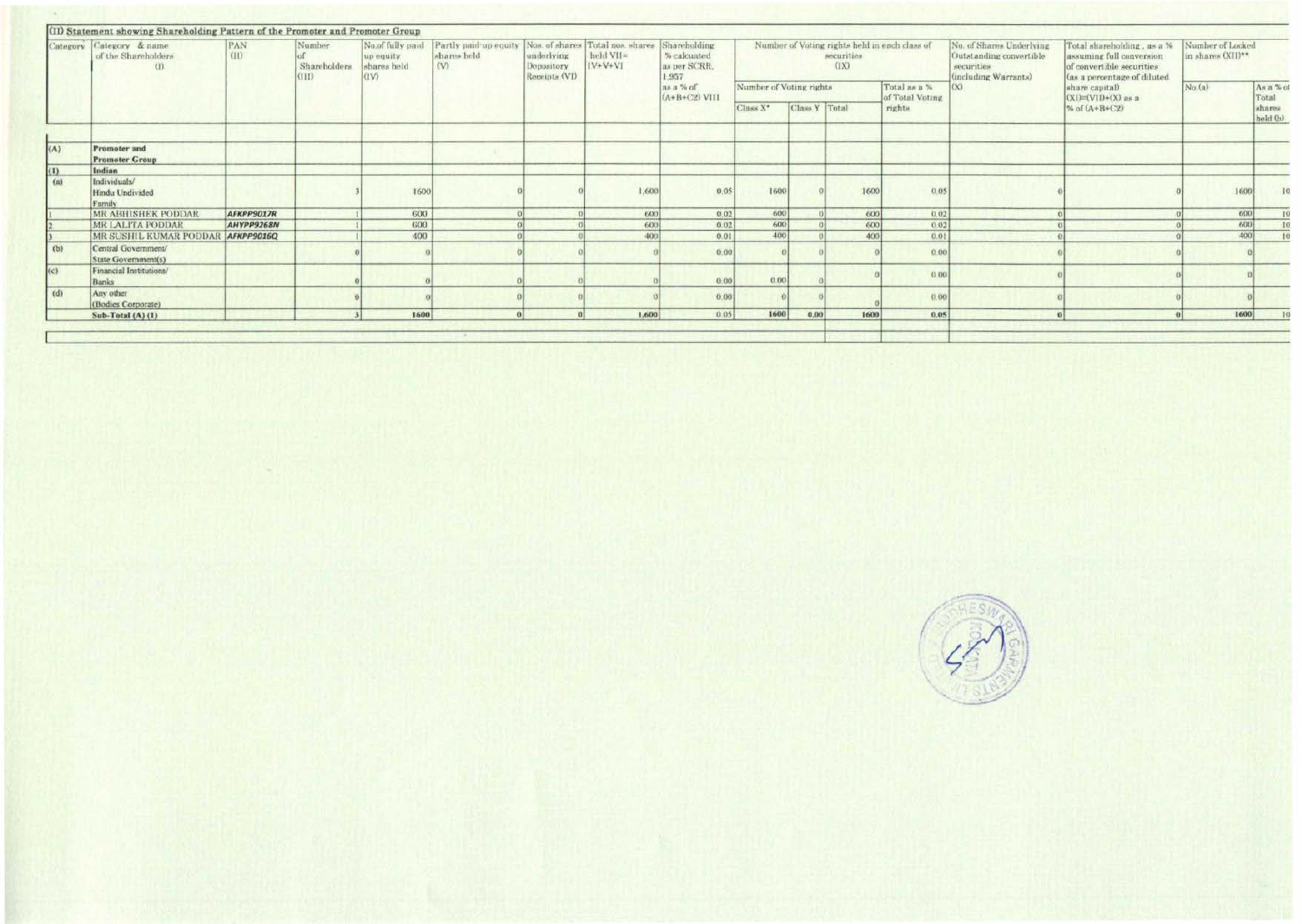(II) Statement showing Shareholding Pattern of the Promoter and Promoter Group

| Category | Category & name of the Shareholders (I) | PAN (II) | Number of Shareholders (III) | No.of fully paid up equity shares held (IV) | Partly paid-up equity shares held (V) | Nos. of shares underlying Depository Receipts (VI) | Total nos. shares held VII= IV+V+VI | Shareholding % calculated as per SCRR, 1,957 as a % of (A+B+C2) VIII | Number of Voting rights held in each class of securities (IX) | | | | No. of Shares Underlying Outstanding convertible securities (including Warrants) (X) | Total shareholding , as a % assuming full conversion of convertible securities (as a percentage of diluted share capital) (XI)=(VII)+(X) as a % of (A+B+C2) | Number of Locked in shares (XII)** | |
|---|---|---|---|---|---|---|---|---|---|---|---|---|---|---|---|---|
| | | | | | | | | | Number of Voting rights | | | Total as a % of Total Voting rights | | | No.(a) | As a % of Total shares held (b) |
| | | | | | | | | | Class X* | Class Y | Total | | | | | |
| (A) | Promoter and Promoter Group | | | | | | | | | | | | | | | |
| (1) | Indian | | | | | | | | | | | | | | | |
| (a) | Individuals/ Hindu Undivided Family | | 3 | 1600 | 0 | 0 | 1,600 | 0.05 | 1600 | 0 | 1600 | 0.05 | 0 | 0 | 1600 | 10 |
| 1 | MR ABHISHEK PODDAR | AFKPP9017R | 1 | 600 | 0 | 0 | 600 | 0.02 | 600 | 0 | 600 | 0.02 | 0 | 0 | 600 | 10 |
| 2 | MR LALITA PODDAR | AHYPP9268N | 1 | 600 | 0 | 0 | 600 | 0.02 | 600 | 0 | 600 | 0.02 | 0 | 0 | 600 | 10 |
| 3 | MR SUSHIL KUMAR PODDAR | AFKPP9016Q | 1 | 400 | 0 | 0 | 400 | 0.01 | 400 | 0 | 400 | 0.01 | 0 | 0 | 400 | 10 |
| (b) | Central Government/ State Government(s) | | 0 | 0 | 0 | 0 | 0 | 0.00 | 0 | 0 | 0 | 0.00 | 0 | 0 | 0 | |
| (c) | Financial Institutions/ Banks | | 0 | 0 | 0 | 0 | 0 | 0.00 | 0.00 | 0 | 0 | 0.00 | 0 | 0 | 0 | |
| (d) | Any other (Bodies Corporate) | | 0 | 0 | 0 | 0 | 0 | 0.00 | 0 | 0 | 0 | 0.00 | 0 | 0 | 0 | |
| | Sub-Total (A) (1) | | 3 | 1600 | 0 | 0 | 1,600 | 0.05 | 1600 | 0.00 | 1600 | 0.05 | 0 | 0 | 1600 | 10 |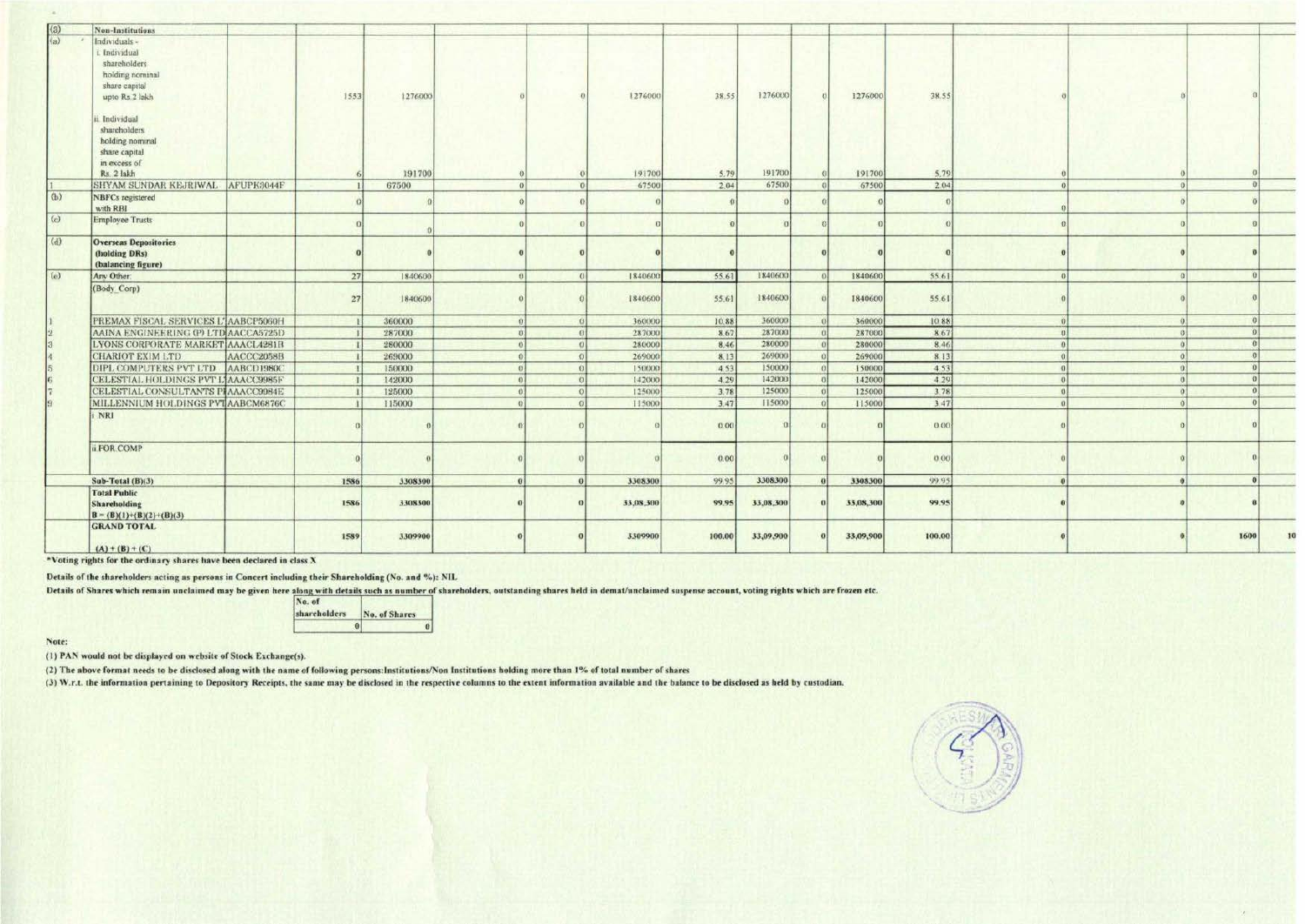| (3) | Non-Institutions | | | | | | | | | | | | | | |
|---|---|---|---|---|---|---|---|---|---|---|---|---|---|---|---|
| (a) | Individuals - i. Individual shareholders holding nominal share capital upto Rs.2 lakh | | 1553 | 1276000 | 0 | 0 | 1276000 | 38.55 | 1276000 | 0 | 1276000 | 38.55 | 0 | 0 | 0 |
| | ii. Individual shareholders holding nominal share capital in excess of Rs. 2 lakh | | 6 | 191700 | 0 | 0 | 191700 | 5.79 | 191700 | 0 | 191700 | 5.79 | 0 | 0 | 0 |
| 1 | SHYAM SUNDAR KEJRIWAL | AFUPK3044F | 1 | 67500 | 0 | 0 | 67500 | 2.04 | 67500 | 0 | 67500 | 2.04 | 0 | 0 | 0 |
| (b) | NBFCs registered with RBI | | 0 | 0 | 0 | 0 | 0 | 0 | 0 | 0 | 0 | 0 | 0 | 0 | 0 |
| (c) | Employee Trusts | | 0 | 0 | 0 | 0 | 0 | 0 | 0 | 0 | 0 | 0 | 0 | 0 | 0 |
| (d) | **Overseas Depositories (holding DRs) (balancing figure)** | | **0** | **0** | **0** | **0** | **0** | **0** | | **0** | **0** | **0** | **0** | **0** | **0** |
| (e) | Any Other | | 27 | 1840600 | 0 | 0 | 1840600 | 55.61 | 1840600 | 0 | 1840600 | 55.61 | 0 | 0 | 0 |
| | (Body_Corp) | | 27 | 1840600 | 0 | 0 | 1840600 | 55.61 | 1840600 | 0 | 1840600 | 55.61 | 0 | 0 | 0 |
| 1 | PREMAX FISCAL SERVICES L' | AABCP5060H | 1 | 360000 | 0 | 0 | 360000 | 10.88 | 360000 | 0 | 360000 | 10.88 | 0 | 0 | 0 |
| 2 | AAINA ENGINEERING (P) LTD | AACCA5725D | 1 | 287000 | 0 | 0 | 287000 | 8.67 | 287000 | 0 | 287000 | 8.67 | 0 | 0 | 0 |
| 3 | LYONS CORPORATE MARKET | AAACL4281B | 1 | 280000 | 0 | 0 | 280000 | 8.46 | 280000 | 0 | 280000 | 8.46 | 0 | 0 | 0 |
| 4 | CHARIOT EXIM LTD | AACCC2058B | 1 | 269000 | 0 | 0 | 269000 | 8.13 | 269000 | 0 | 269000 | 8.13 | 0 | 0 | 0 |
| 5 | DIPL COMPUTERS PVT LTD | AABCD1980C | 1 | 150000 | 0 | 0 | 150000 | 4.53 | 150000 | 0 | 150000 | 4.53 | 0 | 0 | 0 |
| 6 | CELESTIAL HOLDINGS PVT L | AAACC9985F | 1 | 142000 | 0 | 0 | 142000 | 4.29 | 142000 | 0 | 142000 | 4.29 | 0 | 0 | 0 |
| 7 | CELESTIAL CONSULTANTS P | AAACC9984E | 1 | 125000 | 0 | 0 | 125000 | 3.78 | 125000 | 0 | 125000 | 3.78 | 0 | 0 | 0 |
| 9 | MILLENNIUM HOLDINGS PVT | AABCM6876C | 1 | 115000 | 0 | 0 | 115000 | 3.47 | 115000 | 0 | 115000 | 3.47 | 0 | 0 | 0 |
| | i NRI | | 0 | 0 | 0 | 0 | 0 | 0.00 | 0 | 0 | 0 | 0.00 | 0 | 0 | 0 |
| | ii FOR COMP | | 0 | 0 | 0 | 0 | 0 | 0.00 | 0 | 0 | 0 | 0.00 | 0 | 0 | 0 |
| | **Sub-Total (B)(3)** | | **1586** | **3308300** | **0** | **0** | **3308300** | **99.95** | **3308300** | **0** | **3308300** | **99.95** | **0** | **0** | **0** |
| | **Total Public Shareholding B = (B)(1)+(B)(2)+(B)(3)** | | **1586** | **3308300** | **0** | **0** | **33,08,300** | **99.95** | **33,08,300** | **0** | **33,08,300** | **99.95** | **0** | **0** | **0** |
| | **GRAND TOTAL (A) + (B) + (C)** | | **1589** | **3309900** | **0** | **0** | **3309900** | **100.00** | **33,09,900** | **0** | **33,09,900** | **100.00** | **0** | **0** | **1600** |

**\*Voting rights for the ordinary shares have been declared in class X**

**Details of the shareholders acting as persons in Concert including their Shareholding (No. and %): NIL**

**Details of Shares which remain unclaimed may be given here along with details such as number of shareholders, outstanding shares held in demat/unclaimed suspense account, voting rights which are frozen etc.**

| No. of shareholders | No. of Shares |
|---|---|
| 0 | 0 |

**Note:**

**(1) PAN would not be displayed on website of Stock Exchange(s).**

**(2) The above format needs to be disclosed along with the name of following persons:Institutions/Non Institutions holding more than 1% of total number of shares**

**(3) W.r.t. the information pertaining to Depository Receipts, the same may be disclosed in the respective columns to the extent information available and the balance to be disclosed as held by custodian.**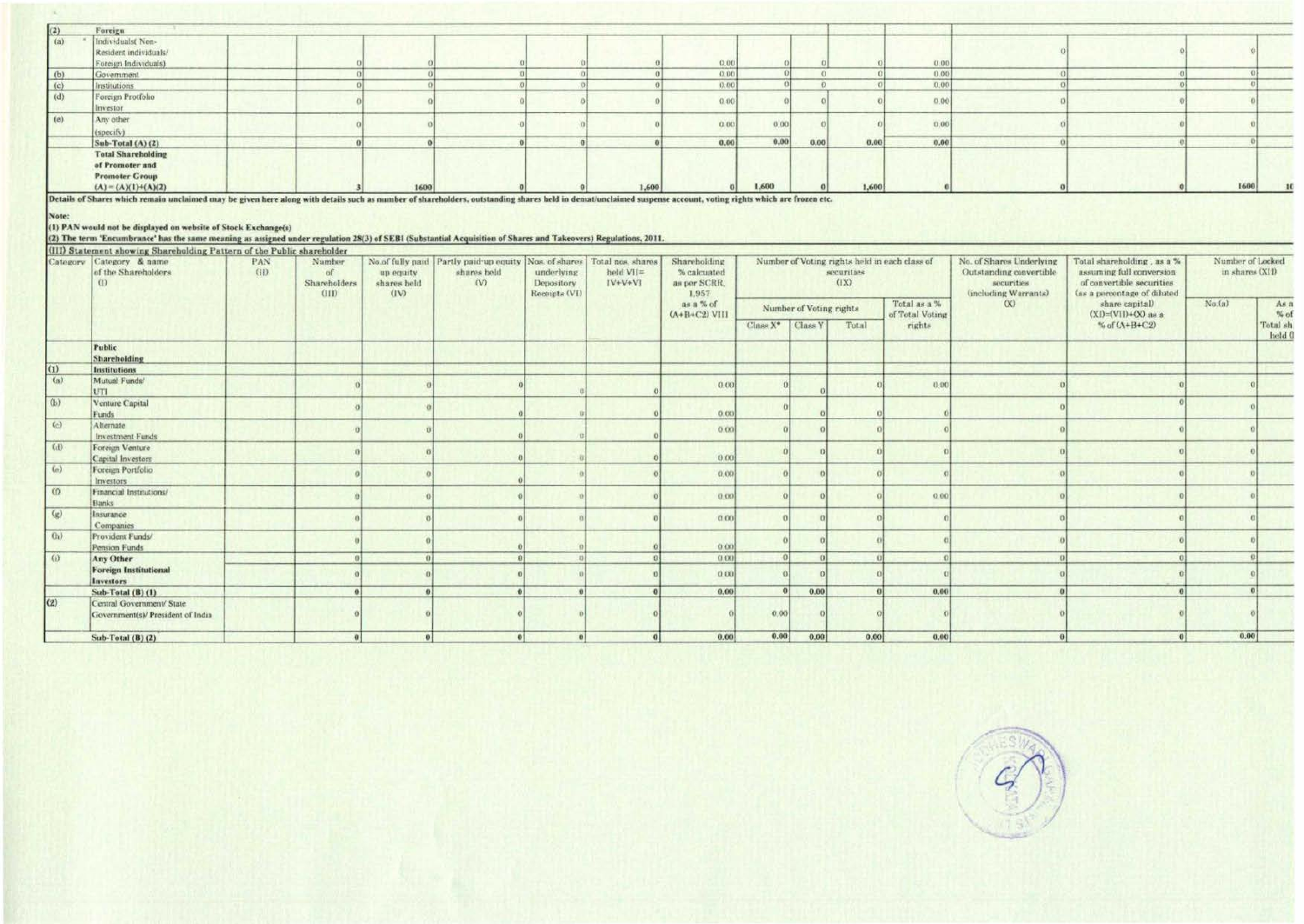| (2) | Foreign | | | | | | | | | | | | | | | | |
|---|---|---|---|---|---|---|---|---|---|---|---|---|---|---|---|---|---|
| (a) | Individuals( Non-Resident individuals/ Foreign Individuals) | | 0 | 0 | 0 | 0 | 0 | 0.00 | 0 | 0 | 0 | 0.00 | 0 | 0 | 0 | |
| (b) | Government | | 0 | 0 | 0 | 0 | 0 | 0.00 | 0 | 0 | 0 | 0.00 | 0 | 0 | 0 | |
| (c) | Institutions | | 0 | 0 | 0 | 0 | 0 | 0.00 | 0 | 0 | 0 | 0.00 | 0 | 0 | 0 | |
| (d) | Foreign Protfolio Investor | | 0 | 0 | 0 | 0 | 0 | 0.00 | 0 | 0 | 0 | 0.00 | 0 | 0 | 0 | |
| (e) | Any other (specify) | | 0 | 0 | 0 | 0 | 0 | 0.00 | 0.00 | 0 | 0 | 0.00 | 0 | 0 | 0 | |
| | Sub-Total (A) (2) | | 0 | 0 | 0 | 0 | 0 | 0.00 | 0.00 | 0.00 | 0.00 | 0.00 | 0 | 0 | 0 | |
| | **Total Shareholding of Promoter and Promoter Group (A) = (A)(1)+(A)(2)** | | 3 | 1600 | 0 | 0 | 1,600 | 0 | 1,600 | 0 | 1,600 | 0 | 0 | 0 | 1600 | 10 |

Details of Shares which remain unclaimed may be given here along with details such as number of shareholders, outstanding shares held in demat/unclaimed suspense account, voting rights which are frozen etc.

Note:

**(1) PAN would not be displayed on website of Stock Exchange(s)**

**(2) The term 'Encumbrance' has the same meaning as assigned under regulation 28(3) of SEBI (Substantial Acquisition of Shares and Takeovers) Regulations, 2011.**

**(III) Statement showing Shareholding Pattern of the Public shareholder**

| Category | Category & name of the Shareholders (I) | PAN (II) | Number of Shareholders (III) | No.of fully paid up equity shares held (IV) | Partly paid-up equity shares held (V) | Nos. of shares underlying Depository Receipts (VI) | Total nos. shares held VII= IV+V+VI | Shareholding % calculated as per SCRR, 1,957 as a % of (A+B+C2) VIII | Number of Voting rights held in each class of securities (IX) | | | | No. of Shares Underlying Outstanding convertible securities (including Warrants) (X) | Total shareholding , as a % assuming full conversion of convertible securities (as a percentage of diluted share capital) (XI)=(VII)+(X) as a % of (A+B+C2) | Number of Locked in shares (XII) | |
|---|---|---|---|---|---|---|---|---|---|---|---|---|---|---|---|---|
| | | | | | | | | | Number of Voting rights | | | Total as a % of Total Voting rights | | | No.(a) | As a % of Total sh held (b) |
| | | | | | | | | | Class X* | Class Y | Total | | | | | |
| | **Public Shareholding** | | | | | | | | | | | | | | | |
| (1) | **Institutions** | | | | | | | | | | | | | | | |
| (a) | Mutual Funds/ UTI | | 0 | 0 | 0 | 0 | 0 | 0.00 | 0 | 0 | 0 | 0.00 | 0 | 0 | 0 | |
| (b) | Venture Capital Funds | | 0 | 0 | 0 | 0 | 0 | 0.00 | 0 | 0 | 0 | 0 | 0 | 0 | 0 | |
| (c) | Alternate Investment Funds | | 0 | 0 | 0 | 0 | 0 | 0.00 | 0 | 0 | 0 | 0 | 0 | 0 | 0 | |
| (d) | Foreign Venture Capital Investors | | 0 | 0 | 0 | 0 | 0 | 0.00 | 0 | 0 | 0 | 0 | 0 | 0 | 0 | |
| (e) | Foreign Portfolio Investors | | 0 | 0 | 0 | 0 | 0 | 0.00 | 0 | 0 | 0 | 0 | 0 | 0 | 0 | |
| (f) | Financial Institutions/ Banks | | 0 | 0 | 0 | 0 | 0 | 0.00 | 0 | 0 | 0 | 0.00 | 0 | 0 | 0 | |
| (g) | Insurance Companies | | 0 | 0 | 0 | 0 | 0 | 0.00 | 0 | 0 | 0 | 0 | 0 | 0 | 0 | |
| (h) | Provident Funds/ Pension Funds | | 0 | 0 | 0 | 0 | 0 | 0.00 | 0 | 0 | 0 | 0 | 0 | 0 | 0 | |
| (i) | **Any Other** | | 0 | 0 | 0 | 0 | 0 | 0.00 | 0 | 0 | 0 | 0 | 0 | 0 | 0 | |
| | **Foreign Institutional Investors** | | 0 | 0 | 0 | 0 | 0 | 0.00 | 0 | 0 | 0 | 0 | 0 | 0 | 0 | |
| | **Sub-Total (B) (1)** | | 0 | 0 | 0 | 0 | 0 | 0.00 | 0 | 0.00 | 0 | 0.00 | 0 | 0 | 0 | |
| (2) | Central Government/ State Government(s)/ President of India | | 0 | 0 | 0 | 0 | 0 | 0 | 0.00 | 0 | 0 | 0 | 0 | 0 | 0 | |
| | **Sub-Total (B) (2)** | | 0 | 0 | 0 | 0 | 0 | 0.00 | 0.00 | 0.00 | 0.00 | 0.00 | 0 | 0 | 0.00 | |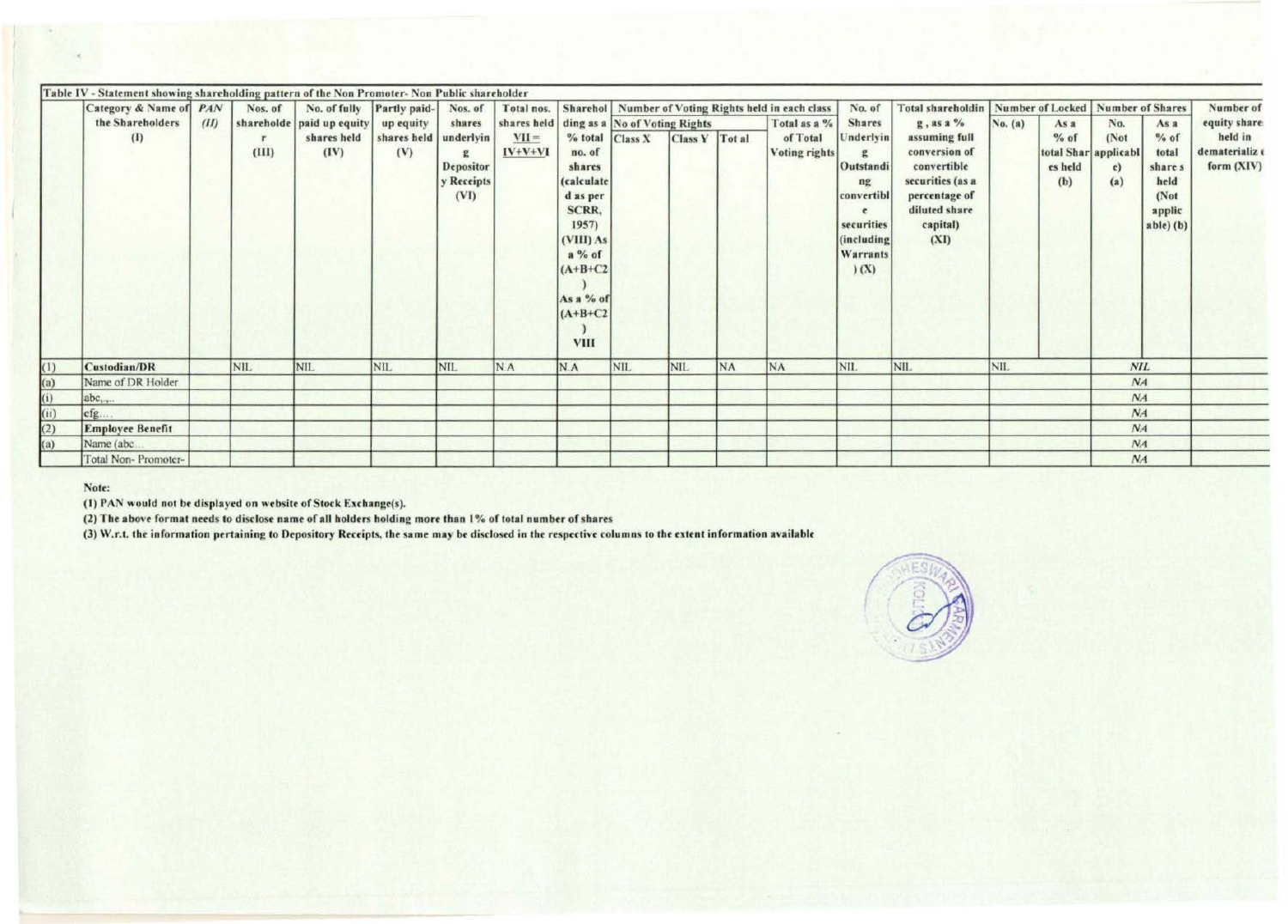Table IV - Statement showing shareholding pattern of the Non Promoter- Non Public shareholder

| | Category & Name of the Shareholders (I) | PAN (II) | Nos. of shareholder (III) | No. of fully paid up equity shares held (IV) | Partly paid-up equity shares held (V) | Nos. of shares underlying Depository Receipts (VI) | Total nos. shares held VII = IV+V+VI | Shareholding as a % total no. of shares (calculated as per SCRR, 1957) (VIII) As a % of (A+B+C2) As a % of (A+B+C2) VIII | Number of Voting Rights held in each class | | | | No. of Shares Underlying Outstanding convertible securities (including Warrants) (X) | Total shareholding, as a % assuming full conversion of convertible securities (as a percentage of diluted share capital) (XI) | Number of Locked | | Number of Shares | | Number of equity shares held in dematerialized form (XIV) |
|---|---|---|---|---|---|---|---|---|---|---|---|---|---|---|---|---|---|---|---|
| | | | | | | | | | No of Voting Rights | | | Total as a % of Total Voting rights | | | No. (a) | As a % of total Shares held (b) | No. (Not applicable) (a) | As a % of total shares held (Not applicable) (b) | |
| | | | | | | | | | Class X | Class Y | Total | | | | | | | | |
| (1) | **Custodian/DR** | | NIL | NIL | NIL | NIL | N.A | N.A | NIL | NIL | NA | NA | NIL | NIL | NIL | | NIL | | |
| (a) | Name of DR Holder | | | | | | | | | | | | | | | | NA | | |
| (i) | abc,.,.. | | | | | | | | | | | | | | | | NA | | |
| (ii) | efg.... | | | | | | | | | | | | | | | | NA | | |
| (2) | **Employee Benefit** | | | | | | | | | | | | | | | | NA | | |
| (a) | Name (abc... | | | | | | | | | | | | | | | | NA | | |
| | Total Non- Promoter- | | | | | | | | | | | | | | | | NA | | |

**Note:**

**(1) PAN would not be displayed on website of Stock Exchange(s).**

**(2) The above format needs to disclose name of all holders holding more than 1% of total number of shares**

**(3) W.r.t. the information pertaining to Depository Receipts, the same may be disclosed in the respective columns to the extent information available**